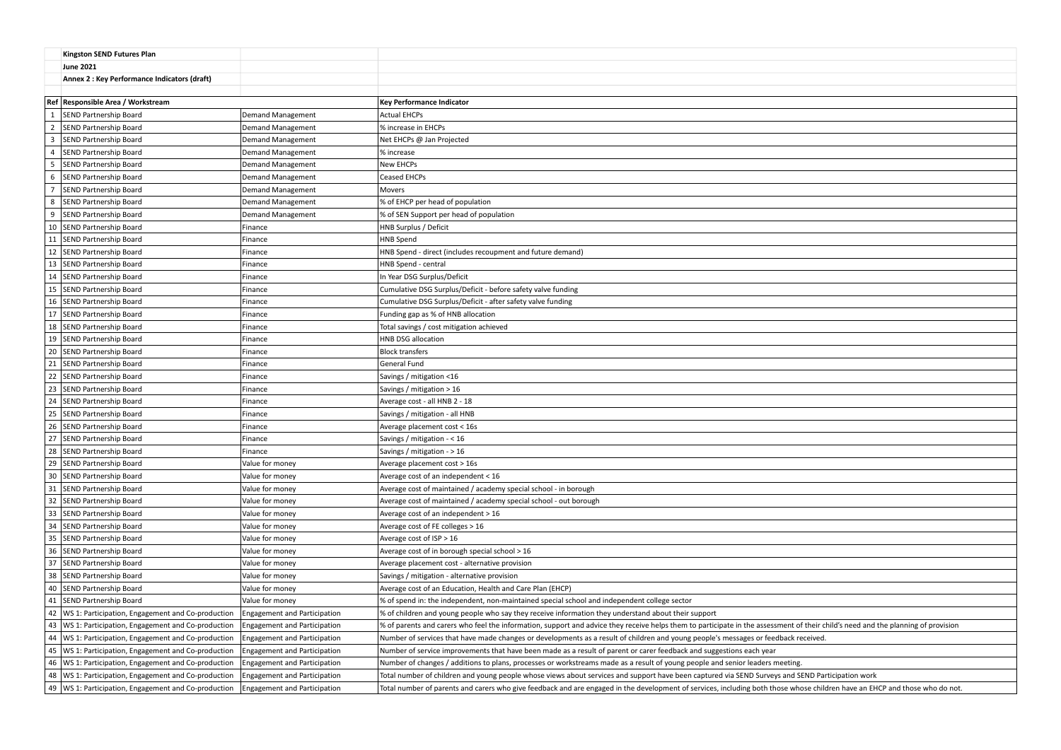**Kingston SEND Futures Plan**

**June 2021**

**Annex 2 : Key Performance Indicators (draft)**

| Ref | Responsible Area / Workstream | | Key Performance Indicator |
|---|---|---|---|
| 1 | SEND Partnership Board | Demand Management | Actual EHCPs |
| 2 | SEND Partnership Board | Demand Management | % increase in EHCPs |
| 3 | SEND Partnership Board | Demand Management | Net EHCPs @ Jan Projected |
| 4 | SEND Partnership Board | Demand Management | % increase |
| 5 | SEND Partnership Board | Demand Management | New EHCPs |
| 6 | SEND Partnership Board | Demand Management | Ceased EHCPs |
| 7 | SEND Partnership Board | Demand Management | Movers |
| 8 | SEND Partnership Board | Demand Management | % of EHCP per head of population |
| 9 | SEND Partnership Board | Demand Management | % of SEN Support per head of population |
| 10 | SEND Partnership Board | Finance | HNB Surplus / Deficit |
| 11 | SEND Partnership Board | Finance | HNB Spend |
| 12 | SEND Partnership Board | Finance | HNB Spend - direct (includes recoupment and future demand) |
| 13 | SEND Partnership Board | Finance | HNB Spend - central |
| 14 | SEND Partnership Board | Finance | In Year DSG Surplus/Deficit |
| 15 | SEND Partnership Board | Finance | Cumulative DSG Surplus/Deficit - before safety valve funding |
| 16 | SEND Partnership Board | Finance | Cumulative DSG Surplus/Deficit - after safety valve funding |
| 17 | SEND Partnership Board | Finance | Funding gap as % of HNB allocation |
| 18 | SEND Partnership Board | Finance | Total savings / cost mitigation achieved |
| 19 | SEND Partnership Board | Finance | HNB DSG allocation |
| 20 | SEND Partnership Board | Finance | Block transfers |
| 21 | SEND Partnership Board | Finance | General Fund |
| 22 | SEND Partnership Board | Finance | Savings / mitigation <16 |
| 23 | SEND Partnership Board | Finance | Savings / mitigation > 16 |
| 24 | SEND Partnership Board | Finance | Average cost - all HNB 2 - 18 |
| 25 | SEND Partnership Board | Finance | Savings / mitigation - all HNB |
| 26 | SEND Partnership Board | Finance | Average placement cost < 16s |
| 27 | SEND Partnership Board | Finance | Savings / mitigation - < 16 |
| 28 | SEND Partnership Board | Finance | Savings / mitigation - > 16 |
| 29 | SEND Partnership Board | Value for money | Average placement cost > 16s |
| 30 | SEND Partnership Board | Value for money | Average cost of an independent < 16 |
| 31 | SEND Partnership Board | Value for money | Average cost of maintained / academy special school - in borough |
| 32 | SEND Partnership Board | Value for money | Average cost of maintained / academy special school - out borough |
| 33 | SEND Partnership Board | Value for money | Average cost of an independent > 16 |
| 34 | SEND Partnership Board | Value for money | Average cost of FE colleges > 16 |
| 35 | SEND Partnership Board | Value for money | Average cost of ISP > 16 |
| 36 | SEND Partnership Board | Value for money | Average cost of in borough special school > 16 |
| 37 | SEND Partnership Board | Value for money | Average placement cost - alternative provision |
| 38 | SEND Partnership Board | Value for money | Savings / mitigation - alternative provision |
| 40 | SEND Partnership Board | Value for money | Average cost of an Education, Health and Care Plan (EHCP) |
| 41 | SEND Partnership Board | Value for money | % of spend in: the independent, non-maintained special school and independent college sector |
| 42 | WS 1: Participation, Engagement and Co-production | Engagement and Participation | % of children and young people who say they receive information they understand about their support |
| 43 | WS 1: Participation, Engagement and Co-production | Engagement and Participation | % of parents and carers who feel the information, support and advice they receive helps them to participate in the assessment of their child's need and the planning of provision |
| 44 | WS 1: Participation, Engagement and Co-production | Engagement and Participation | Number of services that have made changes or developments as a result of children and young people's messages or feedback received. |
| 45 | WS 1: Participation, Engagement and Co-production | Engagement and Participation | Number of service improvements that have been made as a result of parent or carer feedback and suggestions each year |
| 46 | WS 1: Participation, Engagement and Co-production | Engagement and Participation | Number of changes / additions to plans, processes or workstreams made as a result of young people and senior leaders meeting. |
| 48 | WS 1: Participation, Engagement and Co-production | Engagement and Participation | Total number of children and young people whose views about services and support have been captured via SEND Surveys and SEND Participation work |
| 49 | WS 1: Participation, Engagement and Co-production | Engagement and Participation | Total number of parents and carers who give feedback and are engaged in the development of services, including both those whose children have an EHCP and those who do not. |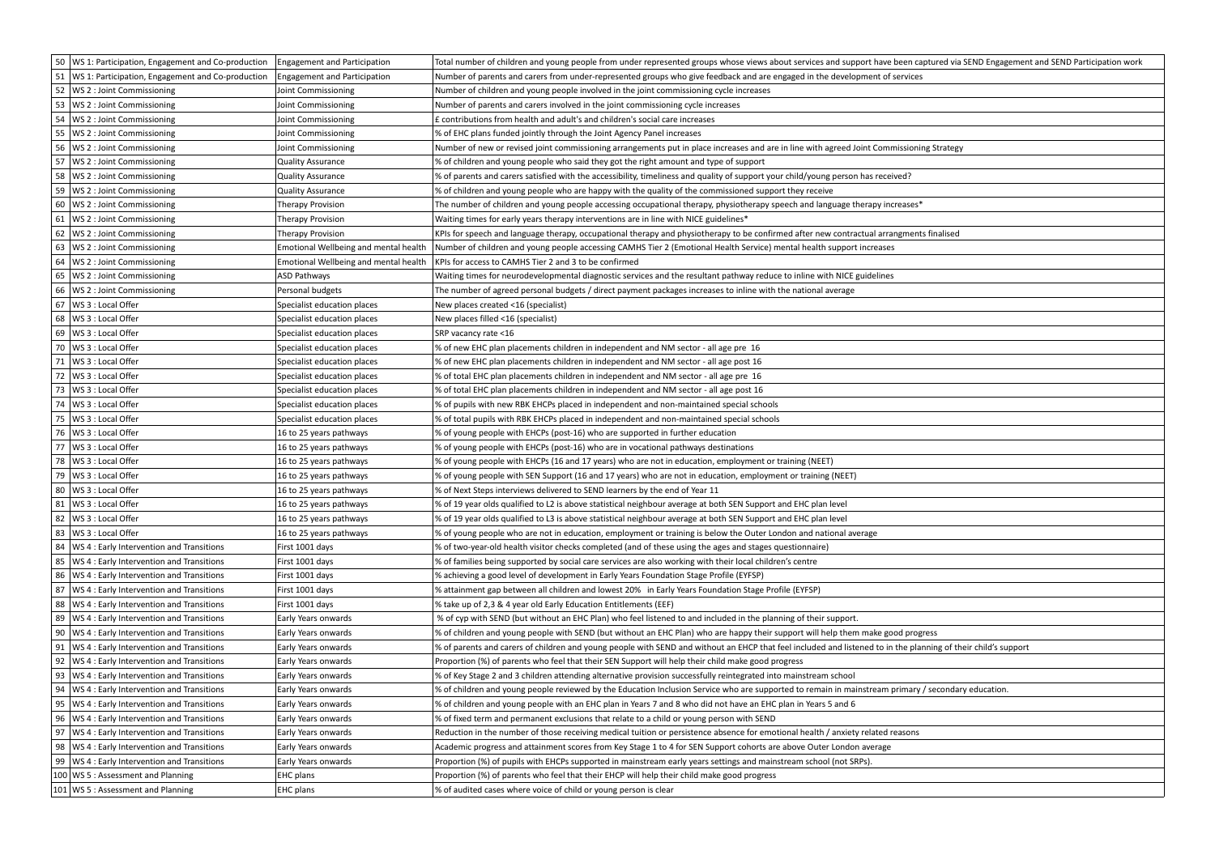| 50 | WS 1: Participation, Engagement and Co-production | Engagement and Participation | Total number of children and young people from under represented groups whose views about services and support have been captured via SEND Engagement and SEND Participation work |
|---|---|---|---|
| 51 | WS 1: Participation, Engagement and Co-production | Engagement and Participation | Number of parents and carers from under-represented groups who give feedback and are engaged in the development of services |
| 52 | WS 2 : Joint Commissioning | Joint Commissioning | Number of children and young people involved in the joint commissioning cycle increases |
| 53 | WS 2 : Joint Commissioning | Joint Commissioning | Number of parents and carers involved in the joint commissioning cycle increases |
| 54 | WS 2 : Joint Commissioning | Joint Commissioning | £ contributions from health and adult's and children's social care increases |
| 55 | WS 2 : Joint Commissioning | Joint Commissioning | % of EHC plans funded jointly through the Joint Agency Panel increases |
| 56 | WS 2 : Joint Commissioning | Joint Commissioning | Number of new or revised joint commissioning arrangements put in place increases and are in line with agreed Joint Commissioning Strategy |
| 57 | WS 2 : Joint Commissioning | Quality Assurance | % of children and young people who said they got the right amount and type of support |
| 58 | WS 2 : Joint Commissioning | Quality Assurance | % of parents and carers satisfied with the accessibility, timeliness and quality of support your child/young person has received? |
| 59 | WS 2 : Joint Commissioning | Quality Assurance | % of children and young people who are happy with the quality of the commissioned support they receive |
| 60 | WS 2 : Joint Commissioning | Therapy Provision | The number of children and young people accessing occupational therapy, physiotherapy speech and language therapy increases* |
| 61 | WS 2 : Joint Commissioning | Therapy Provision | Waiting times for early years therapy interventions are in line with NICE guidelines* |
| 62 | WS 2 : Joint Commissioning | Therapy Provision | KPIs for speech and language therapy, occupational therapy and physiotherapy to be confirmed after new contractual arrangments finalised |
| 63 | WS 2 : Joint Commissioning | Emotional Wellbeing and mental health | Number of children and young people accessing CAMHS Tier 2 (Emotional Health Service) mental health support increases |
| 64 | WS 2 : Joint Commissioning | Emotional Wellbeing and mental health | KPIs for access to CAMHS Tier 2 and 3 to be confirmed |
| 65 | WS 2 : Joint Commissioning | ASD Pathways | Waiting times for neurodevelopmental diagnostic services and the resultant pathway reduce to inline with NICE guidelines |
| 66 | WS 2 : Joint Commissioning | Personal budgets | The number of agreed personal budgets / direct payment packages increases to inline with the national average |
| 67 | WS 3 : Local Offer | Specialist education places | New places created <16 (specialist) |
| 68 | WS 3 : Local Offer | Specialist education places | New places filled <16 (specialist) |
| 69 | WS 3 : Local Offer | Specialist education places | SRP vacancy rate <16 |
| 70 | WS 3 : Local Offer | Specialist education places | % of new EHC plan placements children in independent and NM sector - all age pre 16 |
| 71 | WS 3 : Local Offer | Specialist education places | % of new EHC plan placements children in independent and NM sector - all age post 16 |
| 72 | WS 3 : Local Offer | Specialist education places | % of total EHC plan placements children in independent and NM sector - all age pre 16 |
| 73 | WS 3 : Local Offer | Specialist education places | % of total EHC plan placements children in independent and NM sector - all age post 16 |
| 74 | WS 3 : Local Offer | Specialist education places | % of pupils with new RBK EHCPs placed in independent and non-maintained special schools |
| 75 | WS 3 : Local Offer | Specialist education places | % of total pupils with RBK EHCPs placed in independent and non-maintained special schools |
| 76 | WS 3 : Local Offer | 16 to 25 years pathways | % of young people with EHCPs (post-16) who are supported in further education |
| 77 | WS 3 : Local Offer | 16 to 25 years pathways | % of young people with EHCPs (post-16) who are in vocational pathways destinations |
| 78 | WS 3 : Local Offer | 16 to 25 years pathways | % of young people with EHCPs (16 and 17 years) who are not in education, employment or training (NEET) |
| 79 | WS 3 : Local Offer | 16 to 25 years pathways | % of young people with SEN Support (16 and 17 years) who are not in education, employment or training (NEET) |
| 80 | WS 3 : Local Offer | 16 to 25 years pathways | % of Next Steps interviews delivered to SEND learners by the end of Year 11 |
| 81 | WS 3 : Local Offer | 16 to 25 years pathways | % of 19 year olds qualified to L2 is above statistical neighbour average at both SEN Support and EHC plan level |
| 82 | WS 3 : Local Offer | 16 to 25 years pathways | % of 19 year olds qualified to L3 is above statistical neighbour average at both SEN Support and EHC plan level |
| 83 | WS 3 : Local Offer | 16 to 25 years pathways | % of young people who are not in education, employment or training is below the Outer London and national average |
| 84 | WS 4 : Early Intervention and Transitions | First 1001 days | % of two-year-old health visitor checks completed (and of these using the ages and stages questionnaire) |
| 85 | WS 4 : Early Intervention and Transitions | First 1001 days | % of families being supported by social care services are also working with their local children's centre |
| 86 | WS 4 : Early Intervention and Transitions | First 1001 days | % achieving a good level of development in Early Years Foundation Stage Profile (EYFSP) |
| 87 | WS 4 : Early Intervention and Transitions | First 1001 days | % attainment gap between all children and lowest 20% in Early Years Foundation Stage Profile (EYFSP) |
| 88 | WS 4 : Early Intervention and Transitions | First 1001 days | % take up of 2,3 & 4 year old Early Education Entitlements (EEF) |
| 89 | WS 4 : Early Intervention and Transitions | Early Years onwards | % of cyp with SEND (but without an EHC Plan) who feel listened to and included in the planning of their support. |
| 90 | WS 4 : Early Intervention and Transitions | Early Years onwards | % of children and young people with SEND (but without an EHC Plan) who are happy their support will help them make good progress |
| 91 | WS 4 : Early Intervention and Transitions | Early Years onwards | % of parents and carers of children and young people with SEND and without an EHCP that feel included and listened to in the planning of their child's support |
| 92 | WS 4 : Early Intervention and Transitions | Early Years onwards | Proportion (%) of parents who feel that their SEN Support will help their child make good progress |
| 93 | WS 4 : Early Intervention and Transitions | Early Years onwards | % of Key Stage 2 and 3 children attending alternative provision successfully reintegrated into mainstream school |
| 94 | WS 4 : Early Intervention and Transitions | Early Years onwards | % of children and young people reviewed by the Education Inclusion Service who are supported to remain in mainstream primary / secondary education. |
| 95 | WS 4 : Early Intervention and Transitions | Early Years onwards | % of children and young people with an EHC plan in Years 7 and 8 who did not have an EHC plan in Years 5 and 6 |
| 96 | WS 4 : Early Intervention and Transitions | Early Years onwards | % of fixed term and permanent exclusions that relate to a child or young person with SEND |
| 97 | WS 4 : Early Intervention and Transitions | Early Years onwards | Reduction in the number of those receiving medical tuition or persistence absence for emotional health / anxiety related reasons |
| 98 | WS 4 : Early Intervention and Transitions | Early Years onwards | Academic progress and attainment scores from Key Stage 1 to 4 for SEN Support cohorts are above Outer London average |
| 99 | WS 4 : Early Intervention and Transitions | Early Years onwards | Proportion (%) of pupils with EHCPs supported in mainstream early years settings and mainstream school (not SRPs). |
| 100 | WS 5 : Assessment and Planning | EHC plans | Proportion (%) of parents who feel that their EHCP will help their child make good progress |
| 101 | WS 5 : Assessment and Planning | EHC plans | % of audited cases where voice of child or young person is clear |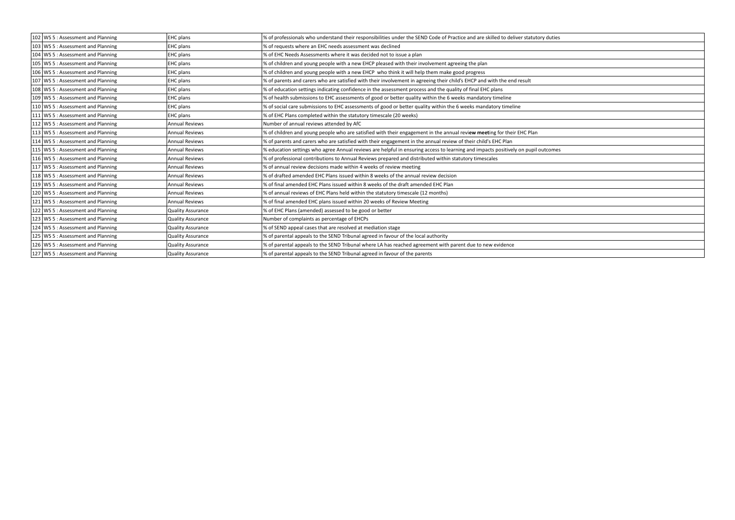| | | | |
|---|---|---|---|
| 102 | WS 5 : Assessment and Planning | EHC plans | % of professionals who understand their responsibilities under the SEND Code of Practice and are skilled to deliver statutory duties |
| 103 | WS 5 : Assessment and Planning | EHC plans | % of requests where an EHC needs assessment was declined |
| 104 | WS 5 : Assessment and Planning | EHC plans | % of EHC Needs Assessments where it was decided not to issue a plan |
| 105 | WS 5 : Assessment and Planning | EHC plans | % of children and young people with a new EHCP pleased with their involvement agreeing the plan |
| 106 | WS 5 : Assessment and Planning | EHC plans | % of children and young people with a new EHCP who think it will help them make good progress |
| 107 | WS 5 : Assessment and Planning | EHC plans | % of parents and carers who are satisfied with their involvement in agreeing their child's EHCP and with the end result |
| 108 | WS 5 : Assessment and Planning | EHC plans | % of education settings indicating confidence in the assessment process and the quality of final EHC plans |
| 109 | WS 5 : Assessment and Planning | EHC plans | % of health submissions to EHC assessments of good or better quality within the 6 weeks mandatory timeline |
| 110 | WS 5 : Assessment and Planning | EHC plans | % of social care submissions to EHC assessments of good or better quality within the 6 weeks mandatory timeline |
| 111 | WS 5 : Assessment and Planning | EHC plans | % of EHC Plans completed within the statutory timescale (20 weeks) |
| 112 | WS 5 : Assessment and Planning | Annual Reviews | Number of annual reviews attended by AfC |
| 113 | WS 5 : Assessment and Planning | Annual Reviews | % of children and young people who are satisfied with their engagement in the annual revi**ew meet**ing for their EHC Plan |
| 114 | WS 5 : Assessment and Planning | Annual Reviews | % of parents and carers who are satisfied with their engagement in the annual review of their child's EHC Plan |
| 115 | WS 5 : Assessment and Planning | Annual Reviews | % education settings who agree Annual reviews are helpful in ensuring access to learning and impacts positively on pupil outcomes |
| 116 | WS 5 : Assessment and Planning | Annual Reviews | % of professional contributions to Annual Reviews prepared and distributed within statutory timescales |
| 117 | WS 5 : Assessment and Planning | Annual Reviews | % of annual review decisions made within 4 weeks of review meeting |
| 118 | WS 5 : Assessment and Planning | Annual Reviews | % of drafted amended EHC Plans issued within 8 weeks of the annual review decision |
| 119 | WS 5 : Assessment and Planning | Annual Reviews | % of final amended EHC Plans issued within 8 weeks of the draft amended EHC Plan |
| 120 | WS 5 : Assessment and Planning | Annual Reviews | % of annual reviews of EHC Plans held within the statutory timescale (12 months) |
| 121 | WS 5 : Assessment and Planning | Annual Reviews | % of final amended EHC plans issued within 20 weeks of Review Meeting |
| 122 | WS 5 : Assessment and Planning | Quality Assurance | % of EHC Plans (amended) assessed to be good or better |
| 123 | WS 5 : Assessment and Planning | Quality Assurance | Number of complaints as percentage of EHCPs |
| 124 | WS 5 : Assessment and Planning | Quality Assurance | % of SEND appeal cases that are resolved at mediation stage |
| 125 | WS 5 : Assessment and Planning | Quality Assurance | % of parental appeals to the SEND Tribunal agreed in favour of the local authority |
| 126 | WS 5 : Assessment and Planning | Quality Assurance | % of parental appeals to the SEND Tribunal where LA has reached agreement with parent due to new evidence |
| 127 | WS 5 : Assessment and Planning | Quality Assurance | % of parental appeals to the SEND Tribunal agreed in favour of the parents |